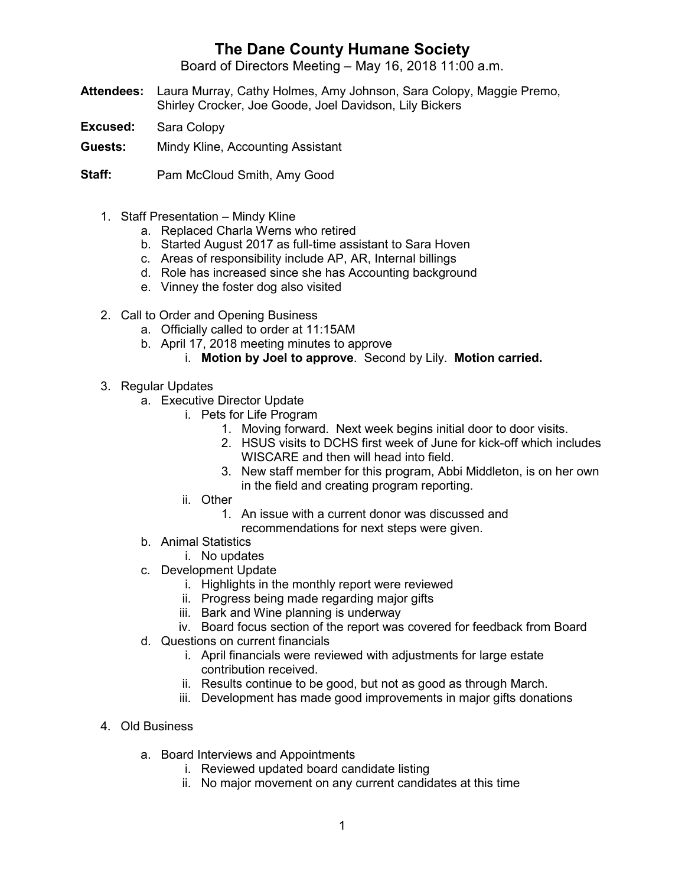# The Dane County Humane Society

Board of Directors Meeting – May 16, 2018 11:00 a.m.

**Attendees:** Laura Murray, Cathy Holmes, Amy Johnson, Sara Colopy, Maggie Premo, Shirley Crocker, Joe Goode, Joel Davidson, Lily Bickers

**Excused:** Sara Colopy

**Guests:** Mindy Kline, Accounting Assistant

**Staff:** Pam McCloud Smith, Amy Good

1. Staff Presentation – Mindy Kline
    a. Replaced Charla Werns who retired
    b. Started August 2017 as full-time assistant to Sara Hoven
    c. Areas of responsibility include AP, AR, Internal billings
    d. Role has increased since she has Accounting background
    e. Vinney the foster dog also visited

2. Call to Order and Opening Business
    a. Officially called to order at 11:15AM
    b. April 17, 2018 meeting minutes to approve
        i. **Motion by Joel to approve**. Second by Lily. **Motion carried.**

3. Regular Updates
    a. Executive Director Update
        i. Pets for Life Program
            1. Moving forward. Next week begins initial door to door visits.
            2. HSUS visits to DCHS first week of June for kick-off which includes WISCARE and then will head into field.
            3. New staff member for this program, Abbi Middleton, is on her own in the field and creating program reporting.
        ii. Other
            1. An issue with a current donor was discussed and recommendations for next steps were given.
    b. Animal Statistics
        i. No updates
    c. Development Update
        i. Highlights in the monthly report were reviewed
        ii. Progress being made regarding major gifts
        iii. Bark and Wine planning is underway
        iv. Board focus section of the report was covered for feedback from Board
    d. Questions on current financials
        i. April financials were reviewed with adjustments for large estate contribution received.
        ii. Results continue to be good, but not as good as through March.
        iii. Development has made good improvements in major gifts donations

4. Old Business
    a. Board Interviews and Appointments
        i. Reviewed updated board candidate listing
        ii. No major movement on any current candidates at this time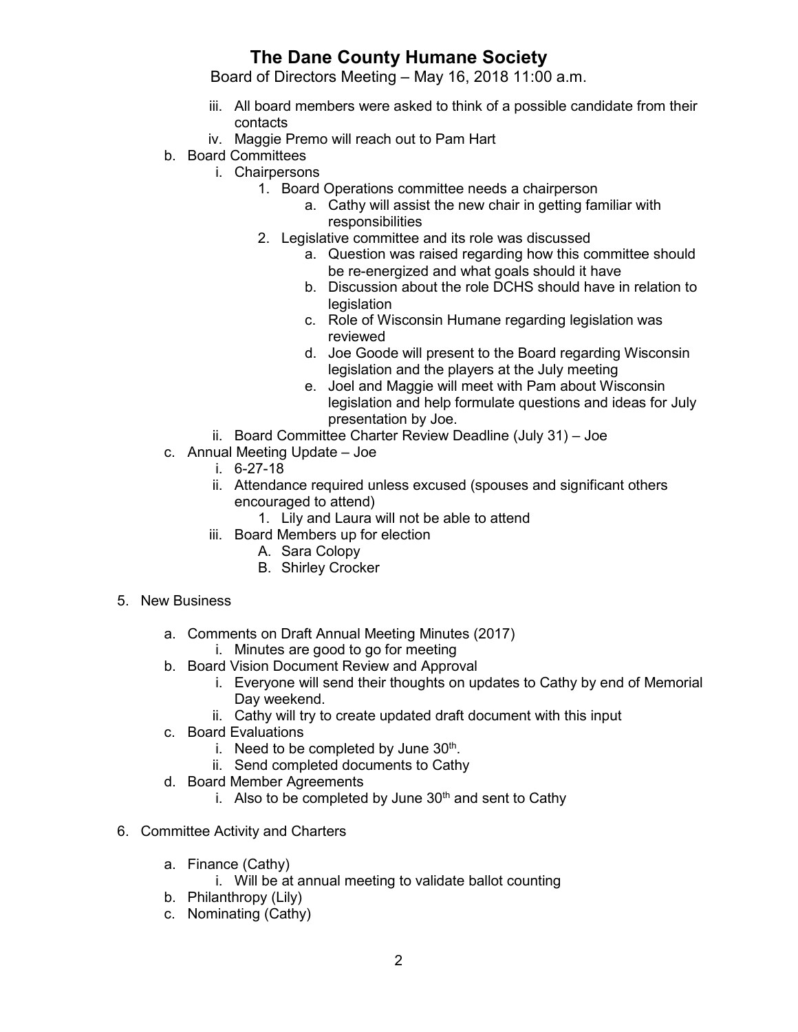# The Dane County Humane Society

Board of Directors Meeting – May 16, 2018 11:00 a.m.

- iii. All board members were asked to think of a possible candidate from their contacts
- iv. Maggie Premo will reach out to Pam Hart

- b. Board Committees
  - i. Chairpersons
    1. Board Operations committee needs a chairperson
       - a. Cathy will assist the new chair in getting familiar with responsibilities
    2. Legislative committee and its role was discussed
       - a. Question was raised regarding how this committee should be re-energized and what goals should it have
       - b. Discussion about the role DCHS should have in relation to legislation
       - c. Role of Wisconsin Humane regarding legislation was reviewed
       - d. Joe Goode will present to the Board regarding Wisconsin legislation and the players at the July meeting
       - e. Joel and Maggie will meet with Pam about Wisconsin legislation and help formulate questions and ideas for July presentation by Joe.
  - ii. Board Committee Charter Review Deadline (July 31) – Joe
- c. Annual Meeting Update – Joe
  - i. 6-27-18
  - ii. Attendance required unless excused (spouses and significant others encouraged to attend)
    1. Lily and Laura will not be able to attend
  - iii. Board Members up for election
    - A. Sara Colopy
    - B. Shirley Crocker

5. New Business

   - a. Comments on Draft Annual Meeting Minutes (2017)
     - i. Minutes are good to go for meeting
   - b. Board Vision Document Review and Approval
     - i. Everyone will send their thoughts on updates to Cathy by end of Memorial Day weekend.
     - ii. Cathy will try to create updated draft document with this input
   - c. Board Evaluations
     - i. Need to be completed by June 30th.
     - ii. Send completed documents to Cathy
   - d. Board Member Agreements
     - i. Also to be completed by June 30th and sent to Cathy

6. Committee Activity and Charters

   - a. Finance (Cathy)
     - i. Will be at annual meeting to validate ballot counting
   - b. Philanthropy (Lily)
   - c. Nominating (Cathy)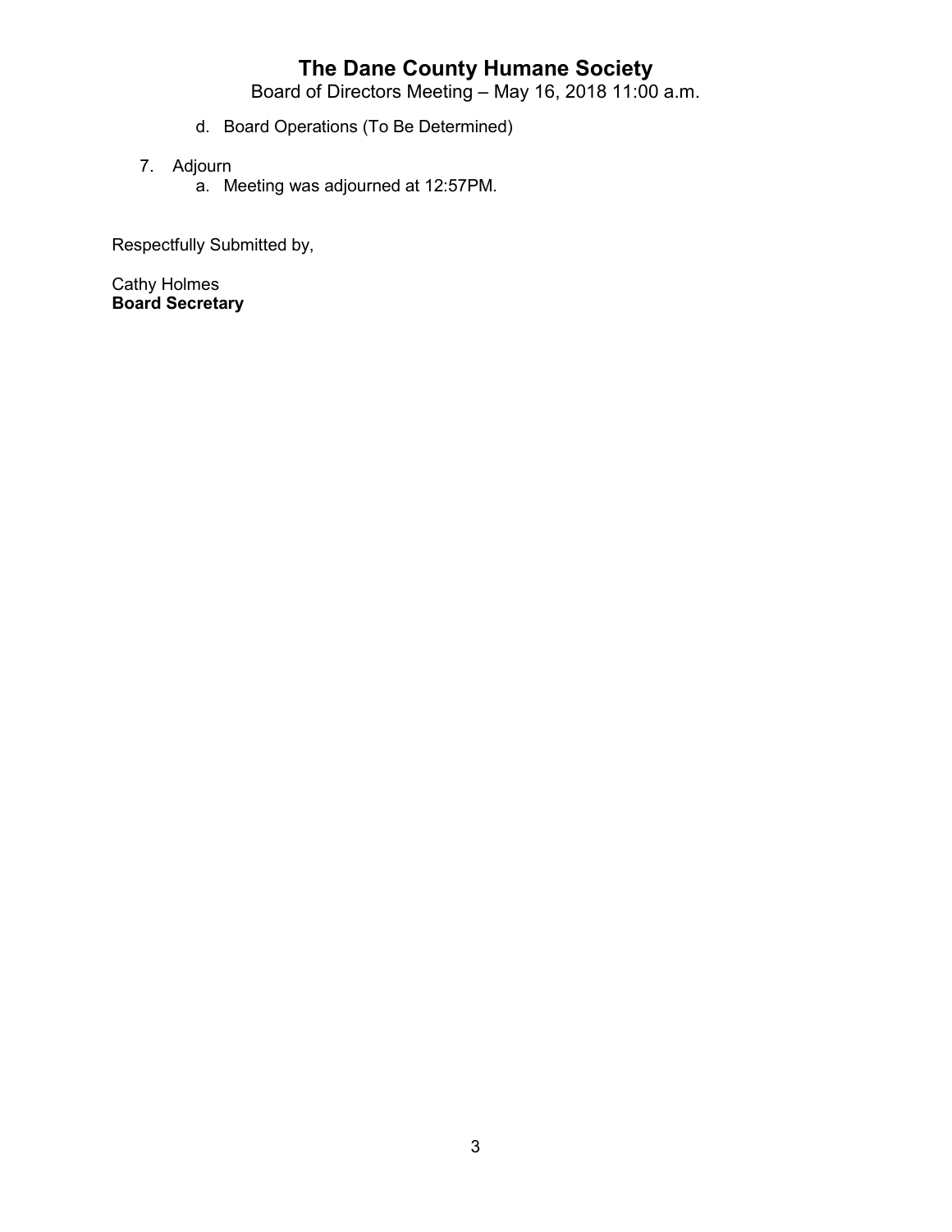d. Board Operations (To Be Determined)

7. Adjourn
   a. Meeting was adjourned at 12:57PM.

Respectfully Submitted by,

Cathy Holmes
**Board Secretary**